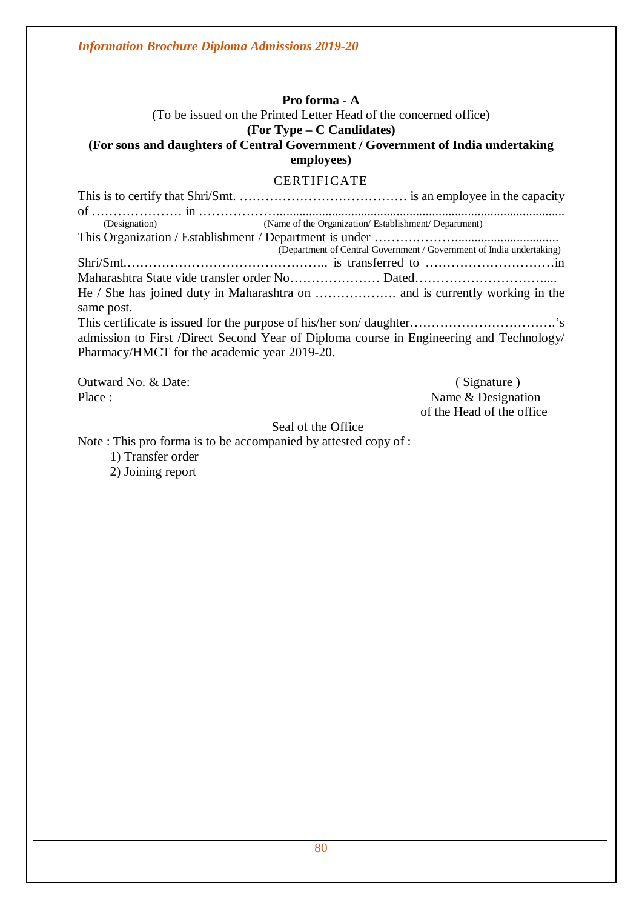**Pro forma - A**

(To be issued on the Printed Letter Head of the concerned office)

**(For Type – C Candidates)**

**(For sons and daughters of Central Government / Government of India undertaking employees)**

CERTIFICATE

This is to certify that Shri/Smt. ………………………………… is an employee in the capacity of ………………… in ………………...................................................................................
(Designation) (Name of the Organization/ Establishment/ Department)

This Organization / Establishment / Department is under ……….……….............................
(Department of Central Government / Government of India undertaking)

Shri/Smt.……………………………………….. is transferred to …………………………in Maharashtra State vide transfer order No………………… Dated………………………….....

He / She has joined duty in Maharashtra on ………………. and is currently working in the same post.

This certificate is issued for the purpose of his/her son/ daughter…………………………….'s admission to First /Direct Second Year of Diploma course in Engineering and Technology/ Pharmacy/HMCT for the academic year 2019-20.

Outward No. & Date:

Place :

( Signature )

Name & Designation

of the Head of the office

Seal of the Office

Note : This pro forma is to be accompanied by attested copy of :

1) Transfer order
2) Joining report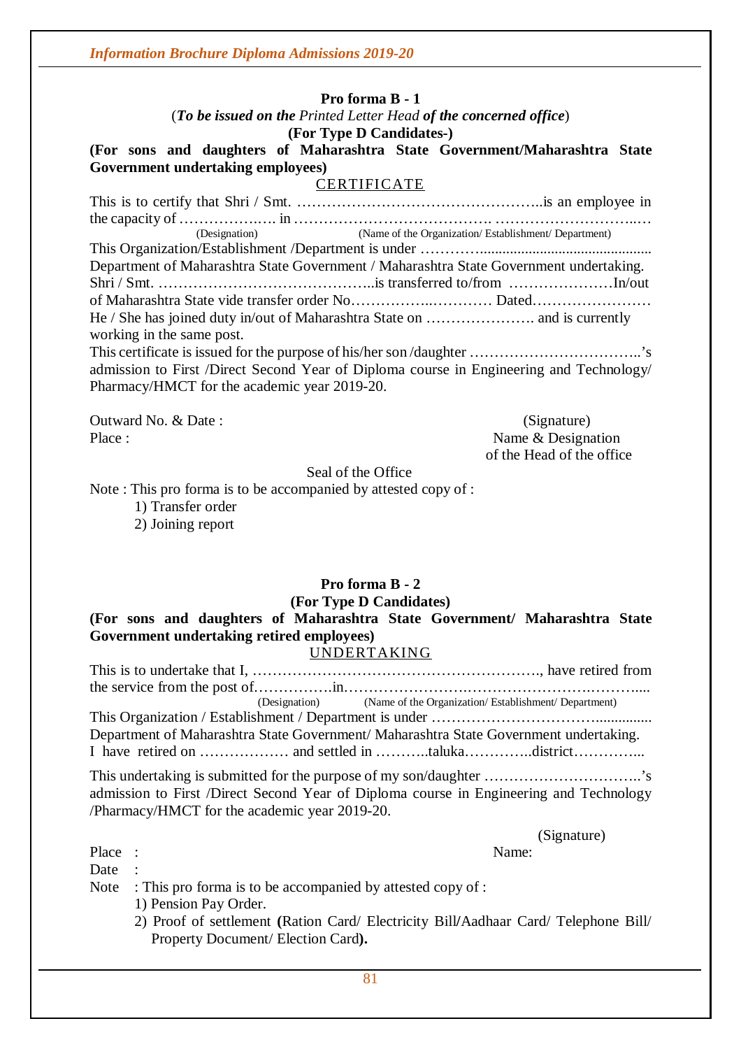**Pro forma B - 1**

(***To be issued on the*** *Printed Letter Head* ***of the concerned office***)

**(For Type D Candidates-)**

**(For sons and daughters of Maharashtra State Government/Maharashtra State Government undertaking employees)**

CERTIFICATE

This is to certify that Shri / Smt. …………………………………………..is an employee in the capacity of ………………. in …………………………………. ………………………..…
(Designation) (Name of the Organization/ Establishment/ Department)

This Organization/Establishment /Department is under …………............................................ Department of Maharashtra State Government / Maharashtra State Government undertaking.

Shri / Smt. ……………………………………..is transferred to/from …………………In/out of Maharashtra State vide transfer order No……………..………… Dated……………………

He / She has joined duty in/out of Maharashtra State on …………………. and is currently working in the same post.

This certificate is issued for the purpose of his/her son /daughter ……………………………..'s admission to First /Direct Second Year of Diploma course in Engineering and Technology/ Pharmacy/HMCT for the academic year 2019-20.

Outward No. & Date : (Signature)

Place : Name & Designation of the Head of the office

Seal of the Office

Note : This pro forma is to be accompanied by attested copy of :

1) Transfer order
2) Joining report

**Pro forma B - 2**

**(For Type D Candidates)**

**(For sons and daughters of Maharashtra State Government/ Maharashtra State Government undertaking retired employees)**

UNDERTAKING

This is to undertake that I, …………………………………………………., have retired from the service from the post of……………in…………………….………………………….……....
(Designation) (Name of the Organization/ Establishment/ Department)

This Organization / Establishment / Department is under …………………………….............. Department of Maharashtra State Government/ Maharashtra State Government undertaking.

I have retired on ……………… and settled in ………..taluka…………..district…………...

This undertaking is submitted for the purpose of my son/daughter …………………………..'s admission to First /Direct Second Year of Diploma course in Engineering and Technology /Pharmacy/HMCT for the academic year 2019-20.

(Signature)

Place : Name:

Date :

Note : This pro forma is to be accompanied by attested copy of :

1) Pension Pay Order.
2) Proof of settlement **(**Ration Card/ Electricity Bill**/**Aadhaar Card/ Telephone Bill/ Property Document/ Election Card**).**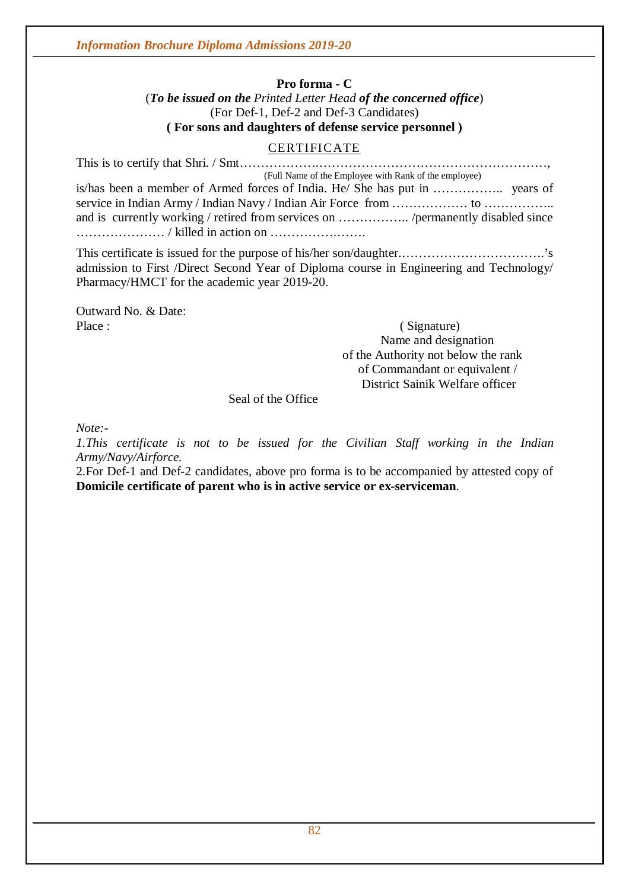**Pro forma - C**

(***To be issued on the*** *Printed Letter Head* ***of the concerned office***)

(For Def-1, Def-2 and Def-3 Candidates)

**( For sons and daughters of defense service personnel )**

CERTIFICATE

This is to certify that Shri. / Smt……………………………………………………………………,
(Full Name of the Employee with Rank of the employee)

is/has been a member of Armed forces of India. He/ She has put in …………….. years of service in Indian Army / Indian Navy / Indian Air Force from ……………… to …………….. and is currently working / retired from services on …………….. /permanently disabled since ………………… / killed in action on ………………….

This certificate is issued for the purpose of his/her son/daughter.…………………………….'s admission to First /Direct Second Year of Diploma course in Engineering and Technology/ Pharmacy/HMCT for the academic year 2019-20.

Outward No. & Date:

Place :

( Signature)
Name and designation
of the Authority not below the rank
of Commandant or equivalent /
District Sainik Welfare officer

Seal of the Office

*Note:-*

*1.This certificate is not to be issued for the Civilian Staff working in the Indian Army/Navy/Airforce.*

2.For Def-1 and Def-2 candidates, above pro forma is to be accompanied by attested copy of **Domicile certificate of parent who is in active service or ex-serviceman**.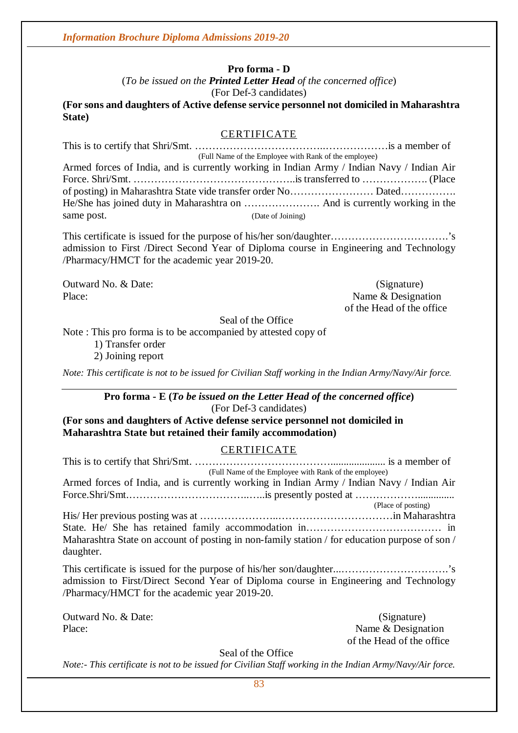**Pro forma - D**

(*To be issued on the **Printed Letter Head** of the concerned office*)

(For Def-3 candidates)

**(For sons and daughters of Active defense service personnel not domiciled in Maharashtra State)**

CERTIFICATE

This is to certify that Shri/Smt. ………………………………..………………is a member of
(Full Name of the Employee with Rank of the employee)
Armed forces of India, and is currently working in Indian Army / Indian Navy / Indian Air Force. Shri/Smt. ……………………………………….is transferred to ………………. (Place of posting) in Maharashtra State vide transfer order No…………………… Dated……………. He/She has joined duty in Maharashtra on …………………. And is currently working in the same post. (Date of Joining)

This certificate is issued for the purpose of his/her son/daughter…………………………….'s admission to First /Direct Second Year of Diploma course in Engineering and Technology /Pharmacy/HMCT for the academic year 2019-20.

Outward No. & Date: (Signature)
Place: Name & Designation of the Head of the office

Seal of the Office

Note : This pro forma is to be accompanied by attested copy of

1) Transfer order
2) Joining report

*Note: This certificate is not to be issued for Civilian Staff working in the Indian Army/Navy/Air force.*

---

**Pro forma - E (*To be issued on the Letter Head of the concerned office*)**

(For Def-3 candidates)

**(For sons and daughters of Active defense service personnel not domiciled in Maharashtra State but retained their family accommodation)**

CERTIFICATE

This is to certify that Shri/Smt. …………………………………................... is a member of
(Full Name of the Employee with Rank of the employee)
Armed forces of India, and is currently working in Indian Army / Indian Navy / Indian Air Force.Shri/Smt.………………………………..…..is presently posted at ………………..............
(Place of posting)
His/ Her previous posting was at …………………..……………………………in Maharashtra State. He/ She has retained family accommodation in………………………………… in Maharashtra State on account of posting in non-family station / for education purpose of son / daughter.

This certificate is issued for the purpose of his/her son/daughter...………………………….'s admission to First/Direct Second Year of Diploma course in Engineering and Technology /Pharmacy/HMCT for the academic year 2019-20.

Outward No. & Date: (Signature)
Place: Name & Designation of the Head of the office

Seal of the Office

*Note:- This certificate is not to be issued for Civilian Staff working in the Indian Army/Navy/Air force.*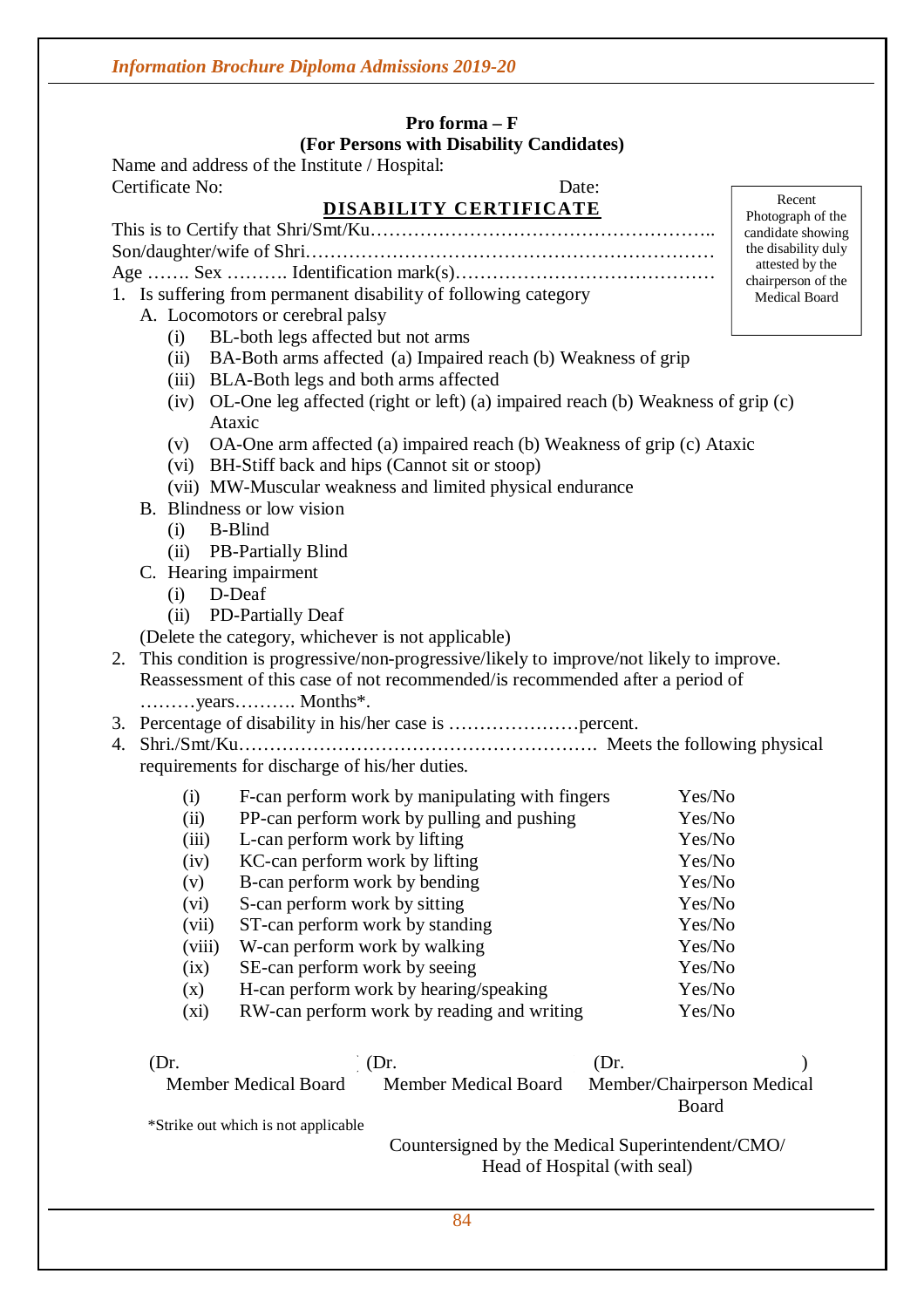**Pro forma – F**
**(For Persons with Disability Candidates)**

Name and address of the Institute / Hospital:

Certificate No: Date:

**DISABILITY CERTIFICATE**

Recent Photograph of the candidate showing the disability duly attested by the chairperson of the Medical Board

This is to Certify that Shri/Smt/Ku………………………………………………..

Son/daughter/wife of Shri…………………………………………………………

Age ……. Sex ………. Identification mark(s)……………………………………

1. Is suffering from permanent disability of following category
   A. Locomotors or cerebral palsy
      (i) BL-both legs affected but not arms
      (ii) BA-Both arms affected (a) Impaired reach (b) Weakness of grip
      (iii) BLA-Both legs and both arms affected
      (iv) OL-One leg affected (right or left) (a) impaired reach (b) Weakness of grip (c) Ataxic
      (v) OA-One arm affected (a) impaired reach (b) Weakness of grip (c) Ataxic
      (vi) BH-Stiff back and hips (Cannot sit or stoop)
      (vii) MW-Muscular weakness and limited physical endurance
   B. Blindness or low vision
      (i) B-Blind
      (ii) PB-Partially Blind
   C. Hearing impairment
      (i) D-Deaf
      (ii) PD-Partially Deaf

   (Delete the category, whichever is not applicable)
2. This condition is progressive/non-progressive/likely to improve/not likely to improve. Reassessment of this case of not recommended/is recommended after a period of ………years………. Months*.
3. Percentage of disability in his/her case is …………………percent.
4. Shri./Smt/Ku…………………………………………………. Meets the following physical requirements for discharge of his/her duties.

| | | |
|---|---|---|
| (i) | F-can perform work by manipulating with fingers | Yes/No |
| (ii) | PP-can perform work by pulling and pushing | Yes/No |
| (iii) | L-can perform work by lifting | Yes/No |
| (iv) | KC-can perform work by lifting | Yes/No |
| (v) | B-can perform work by bending | Yes/No |
| (vi) | S-can perform work by sitting | Yes/No |
| (vii) | ST-can perform work by standing | Yes/No |
| (viii) | W-can perform work by walking | Yes/No |
| (ix) | SE-can perform work by seeing | Yes/No |
| (x) | H-can perform work by hearing/speaking | Yes/No |
| (xi) | RW-can perform work by reading and writing | Yes/No |

| (Dr. | (Dr. | (Dr. ) |
|---|---|---|
| Member Medical Board | Member Medical Board | Member/Chairperson Medical Board |

*Strike out which is not applicable

Countersigned by the Medical Superintendent/CMO/ Head of Hospital (with seal)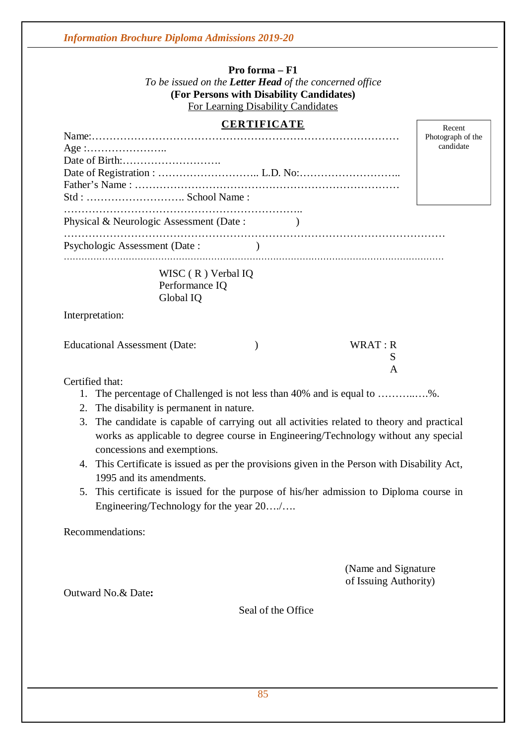**Pro forma – F1**

*To be issued on the **Letter Head** of the concerned office*

**(For Persons with Disability Candidates)**

For Learning Disability Candidates

## CERTIFICATE

Recent Photograph of the candidate

Name:…………………………………………………………………………………

Age :…………………..

Date of Birth:……………………….

Date of Registration : ……………………….. L.D. No:………………………..

Father's Name : ……………………………………………………………………

Std : ……………………….. School Name :

…………………………………………………………..

Physical & Neurologic Assessment (Date : )

…………………………………………………………………………………………………

Psychologic Assessment (Date : )

…………………………………………………………………………………………………

WISC ( R ) Verbal IQ
Performance IQ
Global IQ

Interpretation:

Educational Assessment (Date: ) WRAT : R
S
A

Certified that:

1. The percentage of Challenged is not less than 40% and is equal to ………..….%.
2. The disability is permanent in nature.
3. The candidate is capable of carrying out all activities related to theory and practical works as applicable to degree course in Engineering/Technology without any special concessions and exemptions.
4. This Certificate is issued as per the provisions given in the Person with Disability Act, 1995 and its amendments.
5. This certificate is issued for the purpose of his/her admission to Diploma course in Engineering/Technology for the year 20…./….

Recommendations:

(Name and Signature of Issuing Authority)

Outward No.& Date**:**

Seal of the Office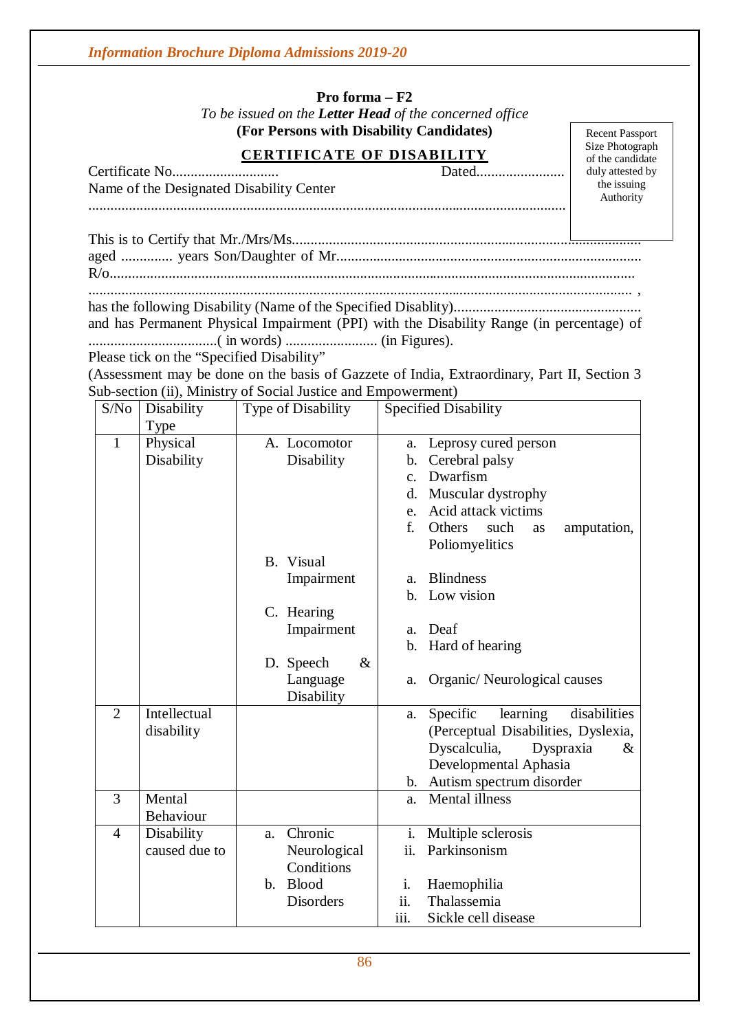**Pro forma – F2**

*To be issued on the* ***Letter Head*** *of the concerned office*

**(For Persons with Disability Candidates)**

Recent Passport Size Photograph of the candidate duly attested by the issuing Authority

## CERTIFICATE OF DISABILITY

Certificate No............................ Dated........................

Name of the Designated Disability Center

.................................................................................................................................

This is to Certify that Mr./Mrs/Ms.............................................................................................

aged .............. years Son/Daughter of Mr...................................................................................

R/o..............................................................................................................................................

................................................................................................................................................ ,

has the following Disability (Name of the Specified Disablity)...................................................

and has Permanent Physical Impairment (PPI) with the Disability Range (in percentage) of ..................................( in words) ......................... (in Figures).

Please tick on the "Specified Disability"

(Assessment may be done on the basis of Gazzete of India, Extraordinary, Part II, Section 3 Sub-section (ii), Ministry of Social Justice and Empowerment)

| S/No | Disability Type | Type of Disability | Specified Disability |
|---|---|---|---|
| 1 | Physical Disability | A. Locomotor Disability | a. Leprosy cured person<br>b. Cerebral palsy<br>c. Dwarfism<br>d. Muscular dystrophy<br>e. Acid attack victims<br>f. Others such as amputation, Poliomyelitics |
| | | B. Visual Impairment | a. Blindness<br>b. Low vision |
| | | C. Hearing Impairment | a. Deaf<br>b. Hard of hearing |
| | | D. Speech & Language Disability | a. Organic/ Neurological causes |
| 2 | Intellectual disability | | a. Specific learning disabilities (Perceptual Disabilities, Dyslexia, Dyscalculia, Dyspraxia & Developmental Aphasia<br>b. Autism spectrum disorder |
| 3 | Mental Behaviour | | a. Mental illness |
| 4 | Disability caused due to | a. Chronic Neurological Conditions | i. Multiple sclerosis<br>ii. Parkinsonism |
| | | b. Blood Disorders | i. Haemophilia<br>ii. Thalassemia<br>iii. Sickle cell disease |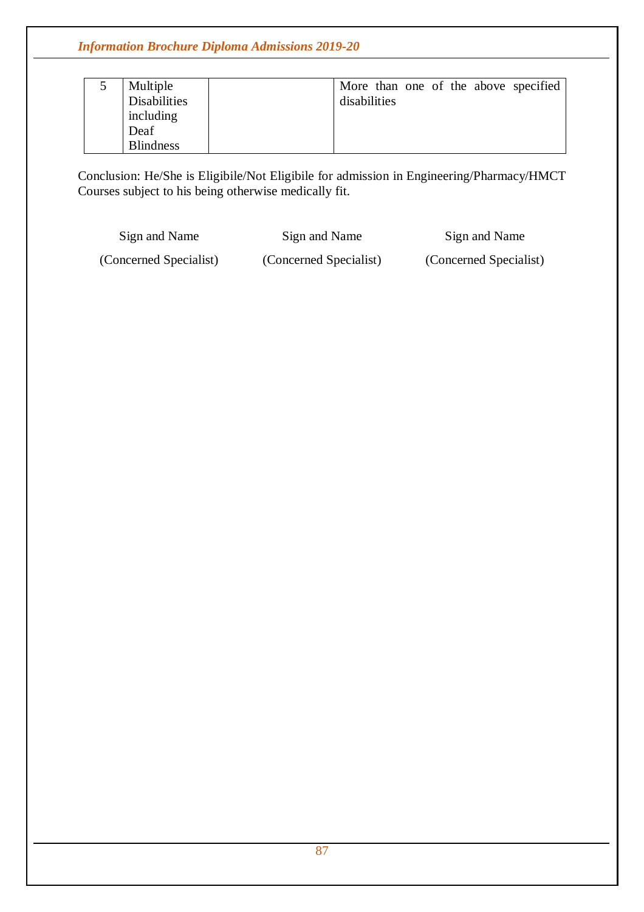| | | | |
|---|---|---|---|
| 5 | Multiple Disabilities including Deaf Blindness | | More than one of the above specified disabilities |

Conclusion: He/She is Eligibile/Not Eligibile for admission in Engineering/Pharmacy/HMCT Courses subject to his being otherwise medically fit.

| Sign and Name | Sign and Name | Sign and Name |
|---|---|---|
| (Concerned Specialist) | (Concerned Specialist) | (Concerned Specialist) |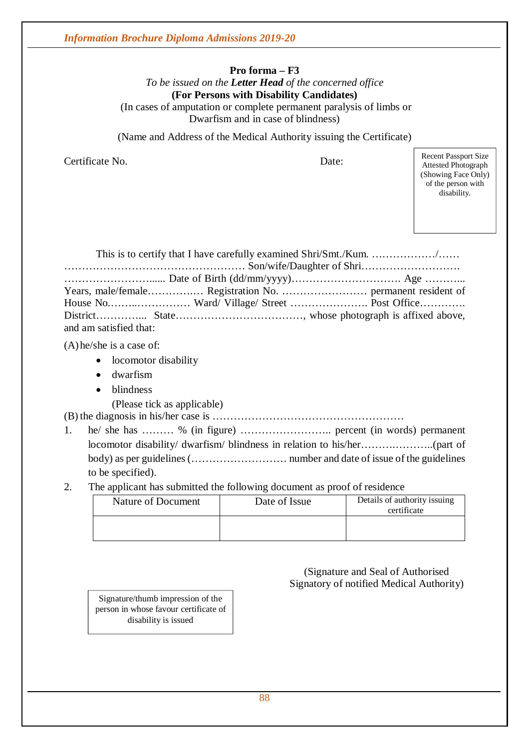**Pro forma – F3**

*To be issued on the* ***Letter Head*** *of the concerned office*

**(For Persons with Disability Candidates)**

(In cases of amputation or complete permanent paralysis of limbs or Dwarfism and in case of blindness)

(Name and Address of the Medical Authority issuing the Certificate)

Certificate No. Date:

Recent Passport Size Attested Photograph (Showing Face Only) of the person with disability.

This is to certify that I have carefully examined Shri/Smt./Kum. ………………/…… …………………………………………… Son/wife/Daughter of Shri………………………. ……………………...... Date of Birth (dd/mm/yyyy)…………………………. Age ……….. Years, male/female……….…… Registration No. …………………… permanent resident of House No.……..…………… Ward/ Village/ Street …………………. Post Office………… District…………... State………………………………, whose photograph is affixed above, and am satisfied that:

(A) he/she is a case of:

- locomotor disability
- dwarfism
- blindness

(Please tick as applicable)

(B) the diagnosis in his/her case is ………………………………………………

1. he/ she has ……… % (in figure) …………………….. percent (in words) permanent locomotor disability/ dwarfism/ blindness in relation to his/her………………..(part of body) as per guidelines (……………………… number and date of issue of the guidelines to be specified).
2. The applicant has submitted the following document as proof of residence

| Nature of Document | Date of Issue | Details of authority issuing certificate |
|---|---|---|
| | | |

(Signature and Seal of Authorised Signatory of notified Medical Authority)

Signature/thumb impression of the person in whose favour certificate of disability is issued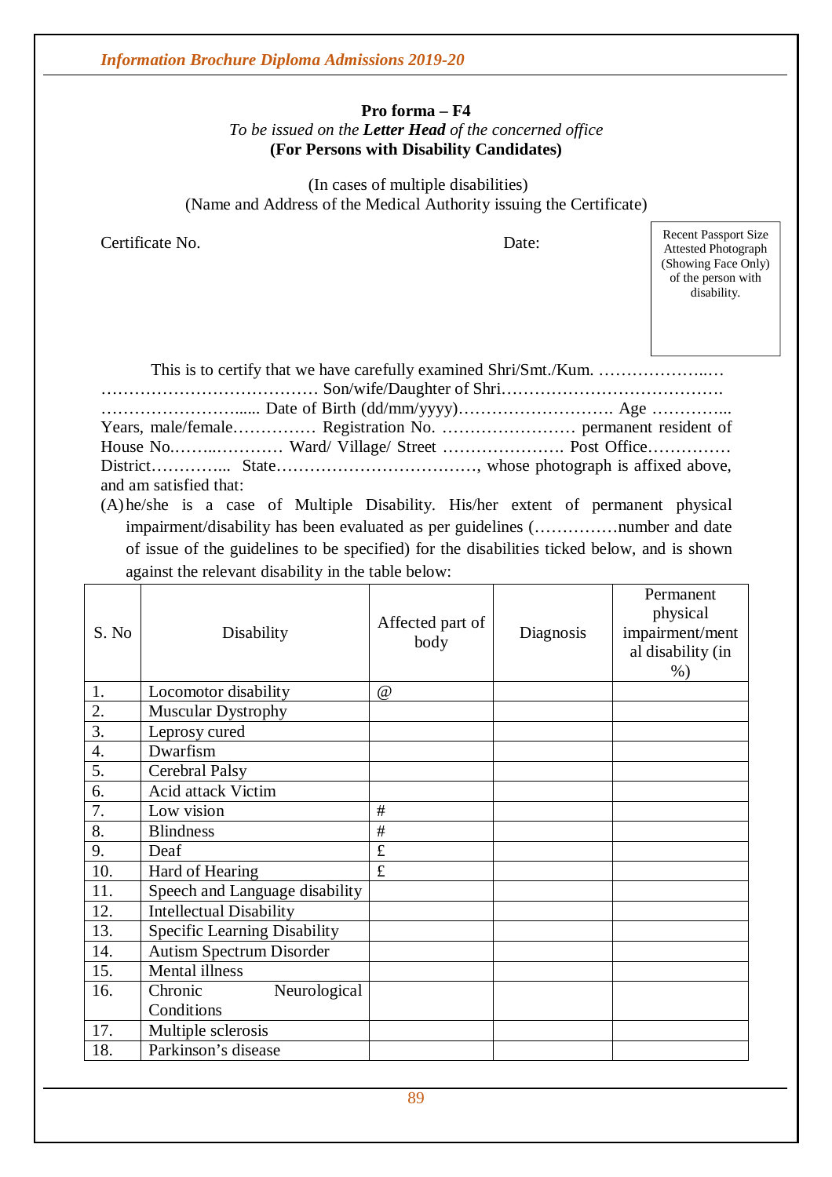**Pro forma – F4**

*To be issued on the* ***Letter Head*** *of the concerned office*

**(For Persons with Disability Candidates)**

(In cases of multiple disabilities)

(Name and Address of the Medical Authority issuing the Certificate)

Certificate No. Date:

Recent Passport Size Attested Photograph (Showing Face Only) of the person with disability.

This is to certify that we have carefully examined Shri/Smt./Kum. ………………..… ………………………………… Son/wife/Daughter of Shri…………………………………. ……………………..... Date of Birth (dd/mm/yyyy)………………………. Age …………... Years, male/female…………… Registration No. …………………… permanent resident of House No.……..………… Ward/ Village/ Street …………………. Post Office…………… District…………... State………………………………, whose photograph is affixed above, and am satisfied that:

(A) he/she is a case of Multiple Disability. His/her extent of permanent physical impairment/disability has been evaluated as per guidelines (……………number and date of issue of the guidelines to be specified) for the disabilities ticked below, and is shown against the relevant disability in the table below:

| S. No | Disability | Affected part of body | Diagnosis | Permanent physical impairment/mental disability (in %) |
|---|---|---|---|---|
| 1. | Locomotor disability | @ | | |
| 2. | Muscular Dystrophy | | | |
| 3. | Leprosy cured | | | |
| 4. | Dwarfism | | | |
| 5. | Cerebral Palsy | | | |
| 6. | Acid attack Victim | | | |
| 7. | Low vision | # | | |
| 8. | Blindness | # | | |
| 9. | Deaf | £ | | |
| 10. | Hard of Hearing | £ | | |
| 11. | Speech and Language disability | | | |
| 12. | Intellectual Disability | | | |
| 13. | Specific Learning Disability | | | |
| 14. | Autism Spectrum Disorder | | | |
| 15. | Mental illness | | | |
| 16. | Chronic Neurological Conditions | | | |
| 17. | Multiple sclerosis | | | |
| 18. | Parkinson's disease | | | |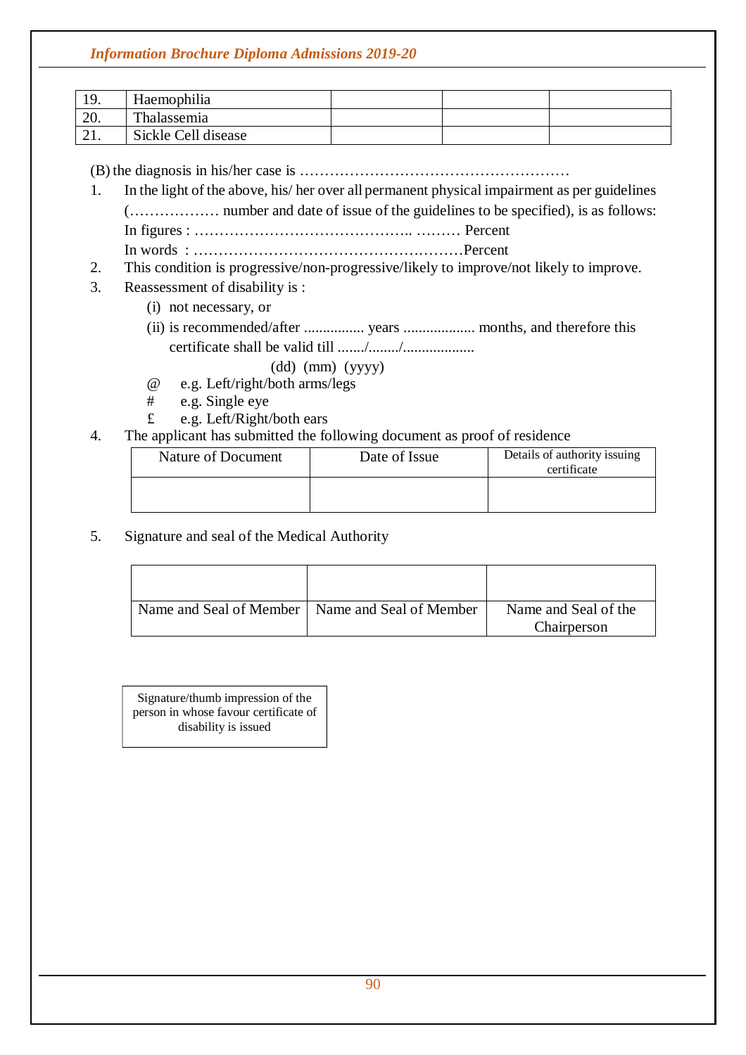| 19. | Haemophilia | | | |
|---|---|---|---|---|
| 20. | Thalassemia | | | |
| 21. | Sickle Cell disease | | | |

(B) the diagnosis in his/her case is ………………………………………………

1. In the light of the above, his/ her over all permanent physical impairment as per guidelines (……………… number and date of issue of the guidelines to be specified), is as follows:
   In figures : …………………………………….. ……… Percent
   In words : ………………………………………………Percent
2. This condition is progressive/non-progressive/likely to improve/not likely to improve.
3. Reassessment of disability is :
   (i) not necessary, or
   (ii) is recommended/after ................ years .................. months, and therefore this certificate shall be valid till ......./......../..................
   (dd) (mm) (yyyy)

   @ e.g. Left/right/both arms/legs
   # e.g. Single eye
   £ e.g. Left/Right/both ears
4. The applicant has submitted the following document as proof of residence

| Nature of Document | Date of Issue | Details of authority issuing certificate |
|---|---|---|
| | | |

5. Signature and seal of the Medical Authority

| | | |
|---|---|---|
| Name and Seal of Member | Name and Seal of Member | Name and Seal of the Chairperson |

| Signature/thumb impression of the person in whose favour certificate of disability is issued |
|---|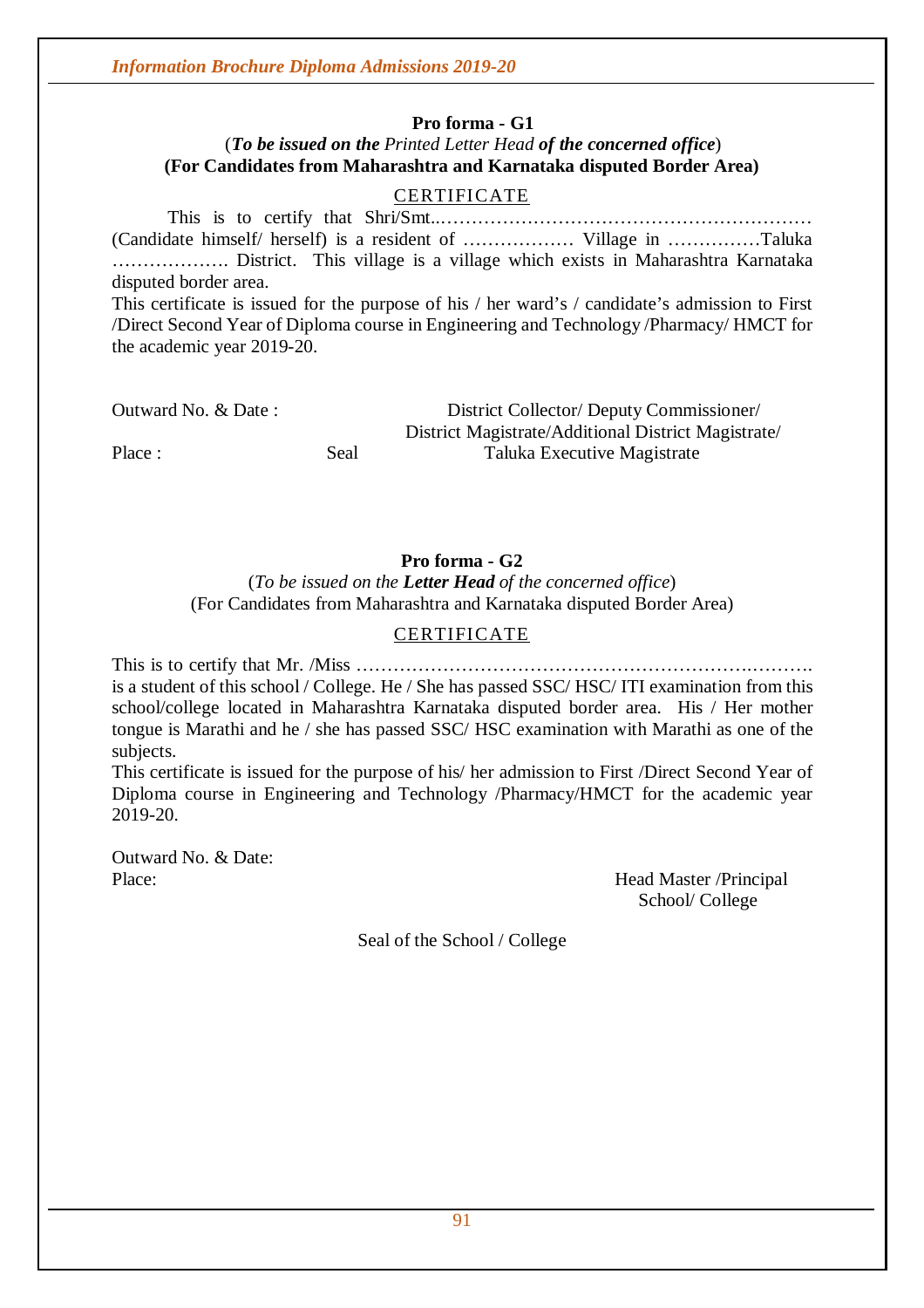## Pro forma - G1

(***To be issued on the*** *Printed Letter Head* ***of the concerned office***)

**(For Candidates from Maharashtra and Karnataka disputed Border Area)**

### CERTIFICATE

This is to certify that Shri/Smt..……………………………………………………… (Candidate himself/ herself) is a resident of ……………… Village in ……………Taluka ………………. District. This village is a village which exists in Maharashtra Karnataka disputed border area.

This certificate is issued for the purpose of his / her ward's / candidate's admission to First /Direct Second Year of Diploma course in Engineering and Technology /Pharmacy/ HMCT for the academic year 2019-20.

Outward No. & Date :

Place : Seal

District Collector/ Deputy Commissioner/
District Magistrate/Additional District Magistrate/
Taluka Executive Magistrate

## Pro forma - G2

(*To be issued on the* ***Letter Head*** *of the concerned office*)

(For Candidates from Maharashtra and Karnataka disputed Border Area)

### CERTIFICATE

This is to certify that Mr. /Miss ………………………………………………………….………. is a student of this school / College. He / She has passed SSC/ HSC/ ITI examination from this school/college located in Maharashtra Karnataka disputed border area. His / Her mother tongue is Marathi and he / she has passed SSC/ HSC examination with Marathi as one of the subjects.

This certificate is issued for the purpose of his/ her admission to First /Direct Second Year of Diploma course in Engineering and Technology /Pharmacy/HMCT for the academic year 2019-20.

Outward No. & Date:

Place:

Head Master /Principal
School/ College

Seal of the School / College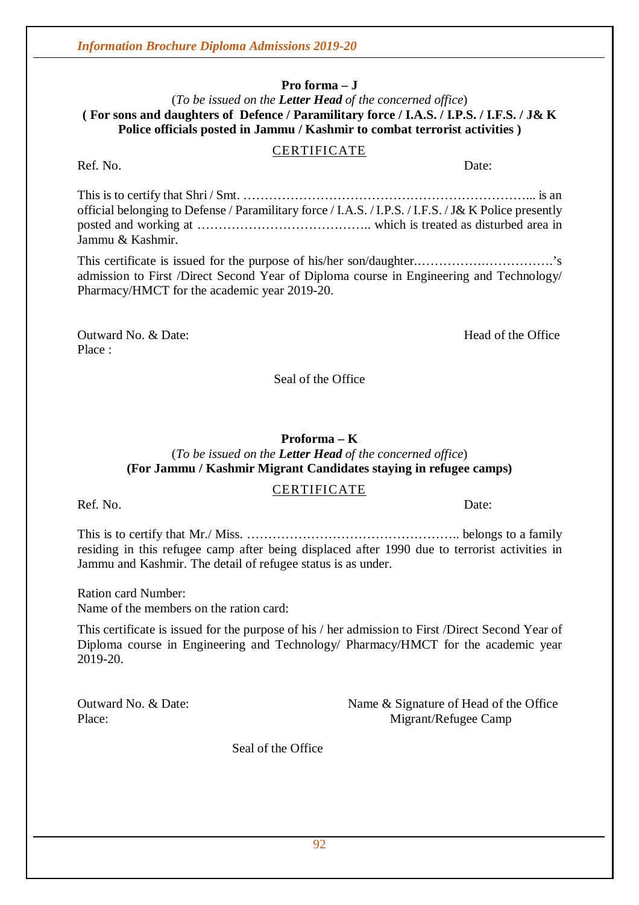## Pro forma – J

(*To be issued on the **Letter Head** of the concerned office*)

**( For sons and daughters of Defence / Paramilitary force / I.A.S. / I.P.S. / I.F.S. / J& K Police officials posted in Jammu / Kashmir to combat terrorist activities )**

CERTIFICATE

Ref. No. Date:

This is to certify that Shri / Smt. ………………………………………………………………... is an official belonging to Defense / Paramilitary force / I.A.S. / I.P.S. / I.F.S. / J& K Police presently posted and working at ………………………………….. which is treated as disturbed area in Jammu & Kashmir.

This certificate is issued for the purpose of his/her son/daughter.…………….…………….'s admission to First /Direct Second Year of Diploma course in Engineering and Technology/ Pharmacy/HMCT for the academic year 2019-20.

Outward No. & Date: Head of the Office

Place :

Seal of the Office

## Proforma – K

(*To be issued on the **Letter Head** of the concerned office*)

**(For Jammu / Kashmir Migrant Candidates staying in refugee camps)**

CERTIFICATE

Ref. No. Date:

This is to certify that Mr./ Miss. ………………………………………….. belongs to a family residing in this refugee camp after being displaced after 1990 due to terrorist activities in Jammu and Kashmir. The detail of refugee status is as under.

Ration card Number:

Name of the members on the ration card:

This certificate is issued for the purpose of his / her admission to First /Direct Second Year of Diploma course in Engineering and Technology/ Pharmacy/HMCT for the academic year 2019-20.

Outward No. & Date: Name & Signature of Head of the Office

Place: Migrant/Refugee Camp

Seal of the Office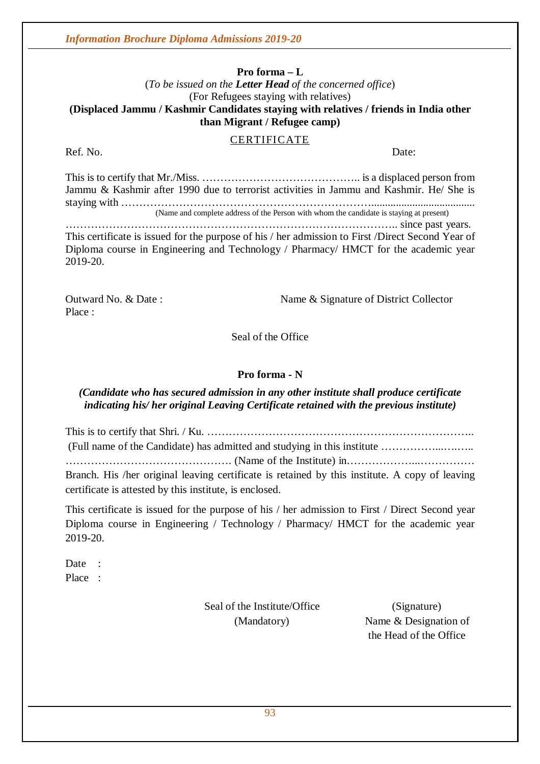## Pro forma – L

(*To be issued on the **Letter Head** of the concerned office*)

(For Refugees staying with relatives)

**(Displaced Jammu / Kashmir Candidates staying with relatives / friends in India other than Migrant / Refugee camp)**

### CERTIFICATE

Ref. No. Date:

This is to certify that Mr./Miss. …………………………………….. is a displaced person from Jammu & Kashmir after 1990 due to terrorist activities in Jammu and Kashmir. He/ She is staying with ……………………………………………………………......................................

(Name and complete address of the Person with whom the candidate is staying at present)

…………………………………………………………………………….. since past years.

This certificate is issued for the purpose of his / her admission to First /Direct Second Year of Diploma course in Engineering and Technology / Pharmacy/ HMCT for the academic year 2019-20.

Outward No. & Date : Name & Signature of District Collector

Place :

Seal of the Office

## Pro forma - N

***(Candidate who has secured admission in any other institute shall produce certificate indicating his/ her original Leaving Certificate retained with the previous institute)***

This is to certify that Shri. / Ku. …………………………………………………………………..

(Full name of the Candidate) has admitted and studying in this institute ……………...……..

………………………………………. (Name of the Institute) in………………...……………

Branch. His /her original leaving certificate is retained by this institute. A copy of leaving certificate is attested by this institute, is enclosed.

This certificate is issued for the purpose of his / her admission to First / Direct Second year Diploma course in Engineering / Technology / Pharmacy/ HMCT for the academic year 2019-20.

Date :

Place :

Seal of the Institute/Office (Mandatory)

(Signature)
Name & Designation of the Head of the Office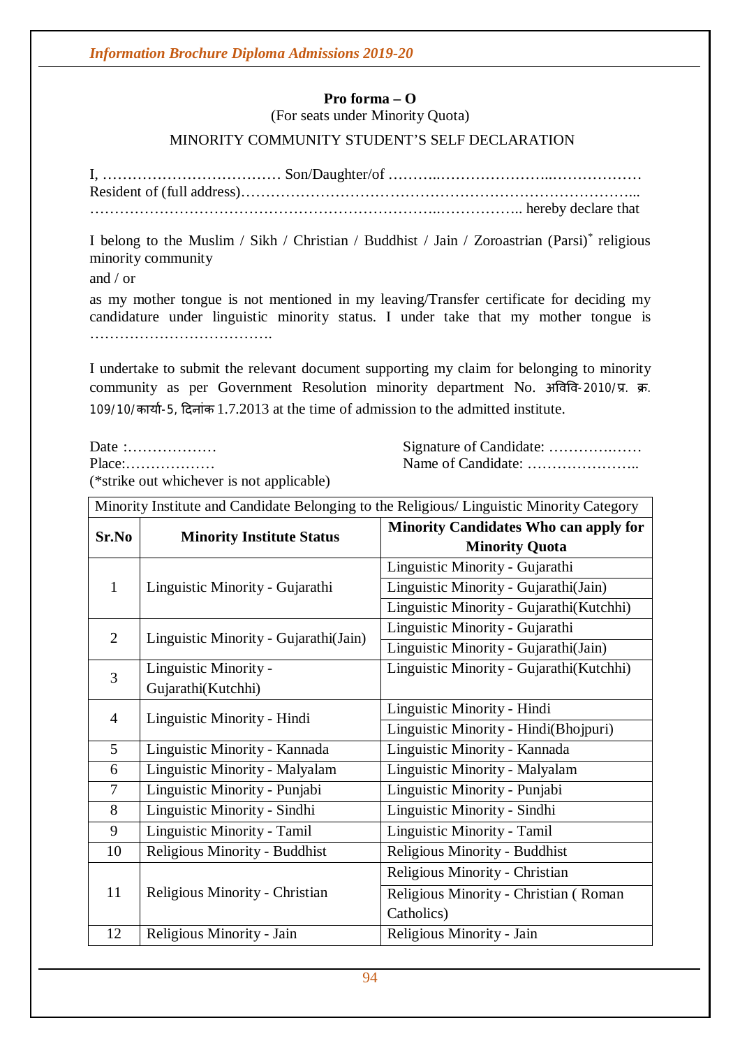**Pro forma – O**

(For seats under Minority Quota)

MINORITY COMMUNITY STUDENT'S SELF DECLARATION

I, ……………………………… Son/Daughter/of ………..…………………...……………… Resident of (full address)…………………………………………………………………... ……………………………………………………………..…………….. hereby declare that

I belong to the Muslim / Sikh / Christian / Buddhist / Jain / Zoroastrian (Parsi)* religious minority community

and / or

as my mother tongue is not mentioned in my leaving/Transfer certificate for deciding my candidature under linguistic minority status. I under take that my mother tongue is ……………………………….

I undertake to submit the relevant document supporting my claim for belonging to minority community as per Government Resolution minority department No. अविवि-2010/प्र. क्र. 109/10/कार्या-5, दिनांक 1.7.2013 at the time of admission to the admitted institute.

Date :………………  
Place:………………

Signature of Candidate: ………….……  
Name of Candidate: …………………..

(*strike out whichever is not applicable)

| Minority Institute and Candidate Belonging to the Religious/ Linguistic Minority Category | | |
|---|---|---|
| **Sr.No** | **Minority Institute Status** | **Minority Candidates Who can apply for Minority Quota** |
| 1 | Linguistic Minority - Gujarathi | Linguistic Minority - Gujarathi |
| | | Linguistic Minority - Gujarathi(Jain) |
| | | Linguistic Minority - Gujarathi(Kutchhi) |
| 2 | Linguistic Minority - Gujarathi(Jain) | Linguistic Minority - Gujarathi |
| | | Linguistic Minority - Gujarathi(Jain) |
| 3 | Linguistic Minority - Gujarathi(Kutchhi) | Linguistic Minority - Gujarathi(Kutchhi) |
| 4 | Linguistic Minority - Hindi | Linguistic Minority - Hindi |
| | | Linguistic Minority - Hindi(Bhojpuri) |
| 5 | Linguistic Minority - Kannada | Linguistic Minority - Kannada |
| 6 | Linguistic Minority - Malyalam | Linguistic Minority - Malyalam |
| 7 | Linguistic Minority - Punjabi | Linguistic Minority - Punjabi |
| 8 | Linguistic Minority - Sindhi | Linguistic Minority - Sindhi |
| 9 | Linguistic Minority - Tamil | Linguistic Minority - Tamil |
| 10 | Religious Minority - Buddhist | Religious Minority - Buddhist |
| 11 | Religious Minority - Christian | Religious Minority - Christian |
| | | Religious Minority - Christian ( Roman Catholics) |
| 12 | Religious Minority - Jain | Religious Minority - Jain |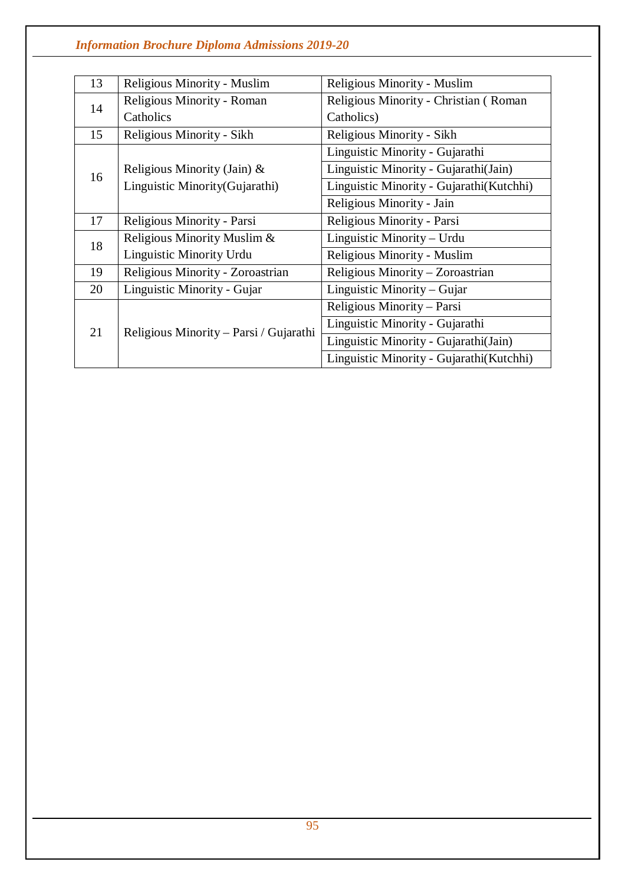| 13 | Religious Minority - Muslim | Religious Minority - Muslim |
|---|---|---|
| 14 | Religious Minority - Roman Catholics | Religious Minority - Christian ( Roman Catholics) |
| 15 | Religious Minority - Sikh | Religious Minority - Sikh |
| 16 | Religious Minority (Jain) & Linguistic Minority(Gujarathi) | Linguistic Minority - Gujarathi |
| | | Linguistic Minority - Gujarathi(Jain) |
| | | Linguistic Minority - Gujarathi(Kutchhi) |
| | | Religious Minority - Jain |
| 17 | Religious Minority - Parsi | Religious Minority - Parsi |
| 18 | Religious Minority Muslim & Linguistic Minority Urdu | Linguistic Minority – Urdu |
| | | Religious Minority - Muslim |
| 19 | Religious Minority - Zoroastrian | Religious Minority – Zoroastrian |
| 20 | Linguistic Minority - Gujar | Linguistic Minority – Gujar |
| 21 | Religious Minority – Parsi / Gujarathi | Religious Minority – Parsi |
| | | Linguistic Minority - Gujarathi |
| | | Linguistic Minority - Gujarathi(Jain) |
| | | Linguistic Minority - Gujarathi(Kutchhi) |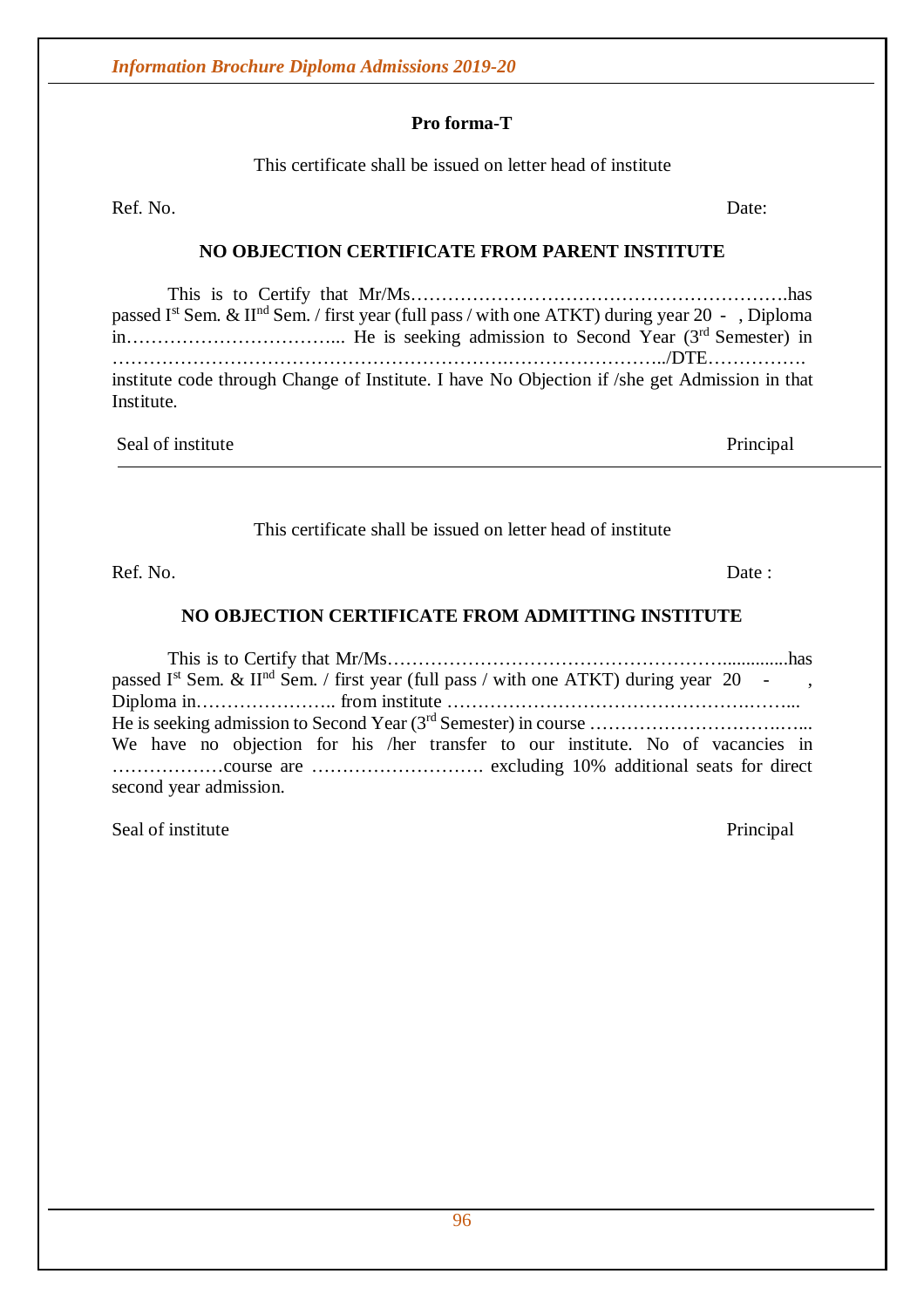**Pro forma-T**

This certificate shall be issued on letter head of institute

Ref. No. Date:

**NO OBJECTION CERTIFICATE FROM PARENT INSTITUTE**

This is to Certify that Mr/Ms…………………………………………………….has passed I[st] Sem. & II[nd] Sem. / first year (full pass / with one ATKT) during year 20 - , Diploma in……………………………... He is seeking admission to Second Year (3[rd] Semester) in ……………………………………………………….……………………../DTE……………. institute code through Change of Institute. I have No Objection if /she get Admission in that Institute.

Seal of institute Principal

---

This certificate shall be issued on letter head of institute

Ref. No. Date :

**NO OBJECTION CERTIFICATE FROM ADMITTING INSTITUTE**

This is to Certify that Mr/Ms……………………………………………..............has passed I[st] Sem. & II[nd] Sem. / first year (full pass / with one ATKT) during year 20 - , Diploma in………………….. from institute ………………………………………….……...
He is seeking admission to Second Year (3[rd] Semester) in course ……………………….…...
We have no objection for his /her transfer to our institute. No of vacancies in ………………course are ………………………. excluding 10% additional seats for direct second year admission.

Seal of institute Principal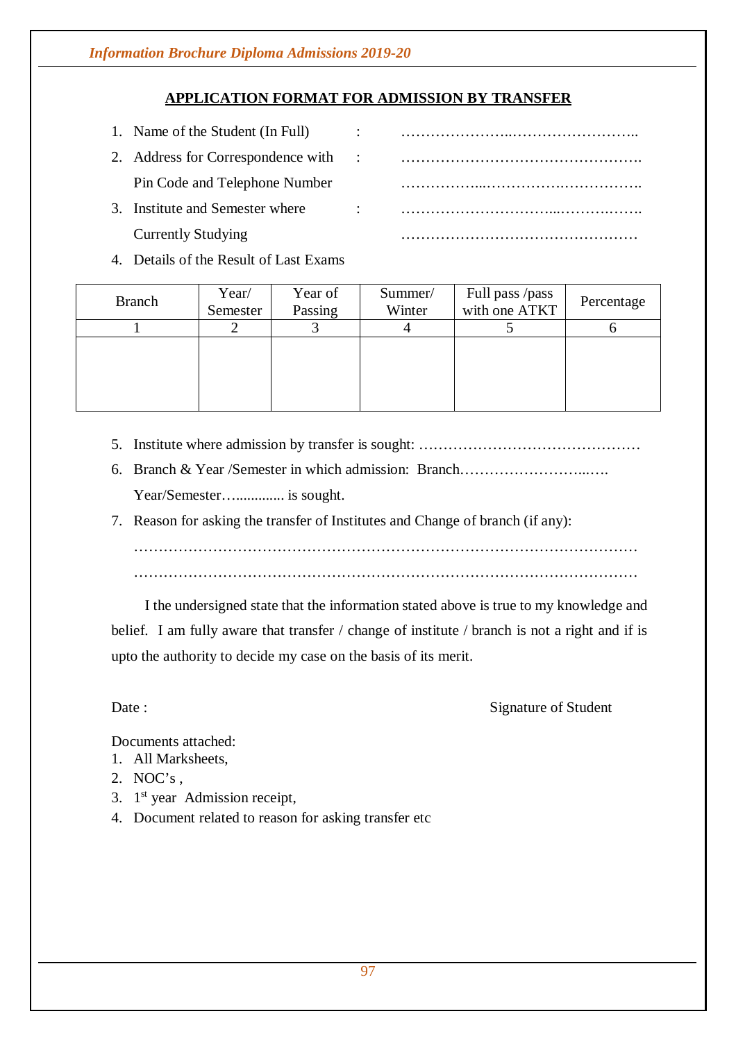## APPLICATION FORMAT FOR ADMISSION BY TRANSFER

1. Name of the Student (In Full) : …………………..……………………..
2. Address for Correspondence with Pin Code and Telephone Number : ………………………………………….
   ……………...…………….…………….
3. Institute and Semester where Currently Studying : …………………………...……….…….
   …………………………………………
4. Details of the Result of Last Exams

| Branch | Year/ Semester | Year of Passing | Summer/ Winter | Full pass /pass with one ATKT | Percentage |
|---|---|---|---|---|---|
| 1 | 2 | 3 | 4 | 5 | 6 |
| | | | | | |

5. Institute where admission by transfer is sought: ………………………………………
6. Branch & Year /Semester in which admission: Branch……………………...….
   Year/Semester…............. is sought.
7. Reason for asking the transfer of Institutes and Change of branch (if any):
   ………………………………………………………………………………………
   ………………………………………………………………………………………

I the undersigned state that the information stated above is true to my knowledge and belief. I am fully aware that transfer / change of institute / branch is not a right and if is upto the authority to decide my case on the basis of its merit.

Date : Signature of Student

Documents attached:

1. All Marksheets,
2. NOC's ,
3. 1st year Admission receipt,
4. Document related to reason for asking transfer etc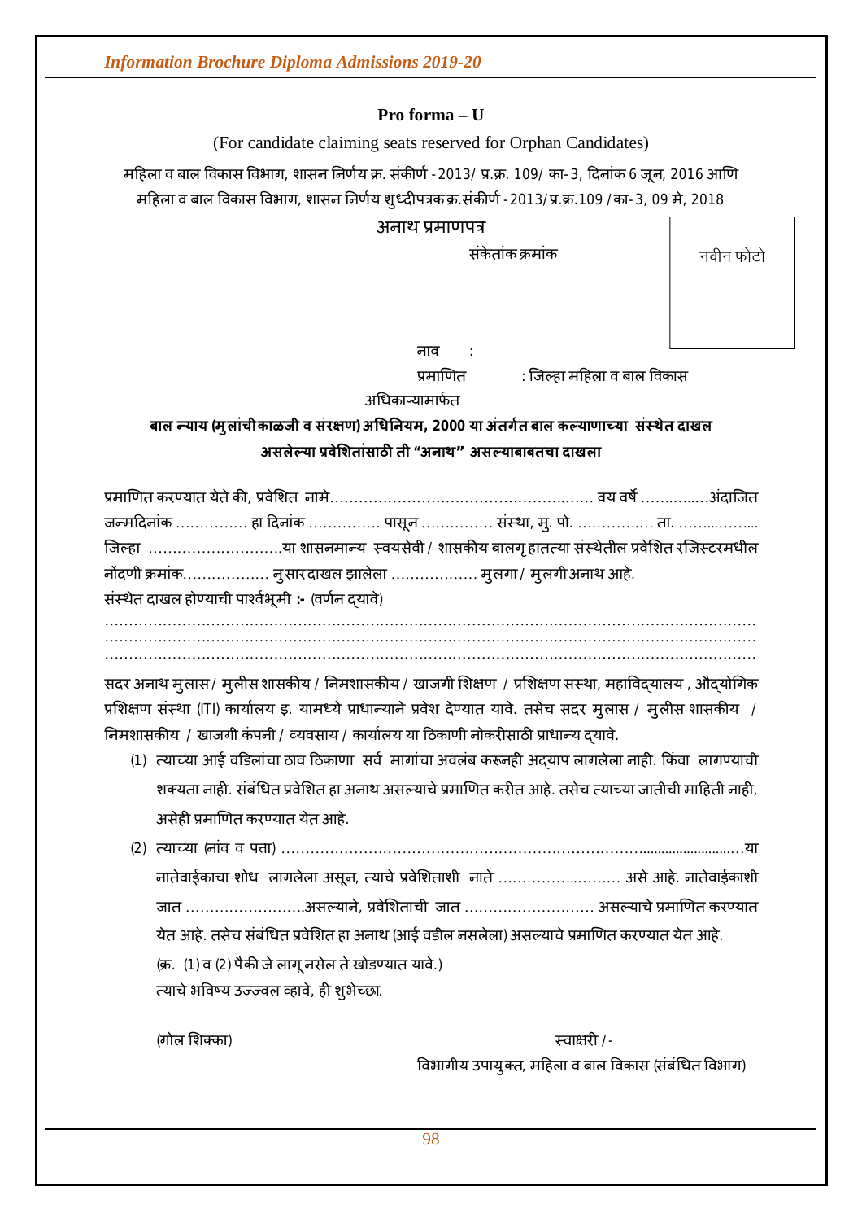## Pro forma – U

(For candidate claiming seats reserved for Orphan Candidates)

महिला व बाल विकास विभाग, शासन निर्णय क्र. संकीर्ण - 2013/ प्र.क्र. 109/ का- 3, दिनांक 6 जून, 2016 आणि महिला व बाल विकास विभाग, शासन निर्णय शुध्दीपत्रक क्र.संकीर्ण - 2013/प्र.क्र.109 /का- 3, 09 मे, 2018

### अनाथ प्रमाणपत्र

संकेतांक क्रमांक

नवीन फोटो

नाव :

प्रमाणित : जिल्हा महिला व बाल विकास अधिकाऱ्यामार्फत

**बाल न्याय (मुलांची काळजी व संरक्षण) अधिनियम, 2000 या अंतर्गत बाल कल्याणाच्या संस्थेत दाखल असलेल्या प्रवेशितांसाठी ती "अनाथ" असल्याबाबतचा दाखला**

प्रमाणित करण्यात येते की, प्रवेशित नामे............................................................ वय वर्षे ...................अंदाजित जन्मदिनांक .............. हा दिनांक .............. पासून .............. संस्था, मु. पो. ................ ता. ................ जिल्हा ...........................या शासनमान्य स्वयंसेवी / शासकीय बालगृह हातत्या संस्थेतील प्रवेशित रजिस्टरमधील नोंदणी क्रमांक................. नुसार दाखल झालेला ................. मुलगा / मुलगी अनाथ आहे.

संस्थेत दाखल होण्याची पार्श्वभूमी :- (वर्णन द्यावे)

.............................................................................................................................................
.............................................................................................................................................
.............................................................................................................................................

सदर अनाथ मुलास / मुलीस शासकीय / निमशासकीय / खाजगी शिक्षण / प्रशिक्षण संस्था, महाविद्यालय , औद्योगिक प्रशिक्षण संस्था (ITI) कार्यालय इ. यामध्ये प्राधान्याने प्रवेश देण्यात यावे. तसेच सदर मुलास / मुलीस शासकीय / निमशासकीय / खाजगी कंपनी / व्यवसाय / कार्यालय या ठिकाणी नोकरीसाठी प्राधान्य द्यावे.

(1) त्याच्या आई वडिलांचा ठाव ठिकाणा सर्व मागांचा अवलंब करूनही अद्याप लागलेला नाही. किंवा लागण्याची शक्यता नाही. संबंधित प्रवेशित हा अनाथ असल्याचे प्रमाणित करीत आहे. तसेच त्याच्या जातीची माहिती नाही, असेही प्रमाणित करण्यात येत आहे.

(2) त्याच्या (नांव व पत्ता) ..............................................................................................या नातेवाईकाचा शोध लागलेला असून, त्याचे प्रवेशिताशी नाते ......................... असे आहे. नातेवाईकाशी जात .........................असल्याने, प्रवेशितांची जात .......................... असल्याचे प्रमाणित करण्यात येत आहे. तसेच संबंधित प्रवेशित हा अनाथ (आई वडील नसलेला) असल्याचे प्रमाणित करण्यात येत आहे.

(क्र. (1) व (2) पैकी जे लागू नसेल ते खोडण्यात यावे.)

त्याचे भविष्य उज्ज्वल व्हावे, ही शुभेच्छा.

(गोल शिक्का)

स्वाक्षरी / -

विभागीय उपायुक्त, महिला व बाल विकास (संबंधित विभाग)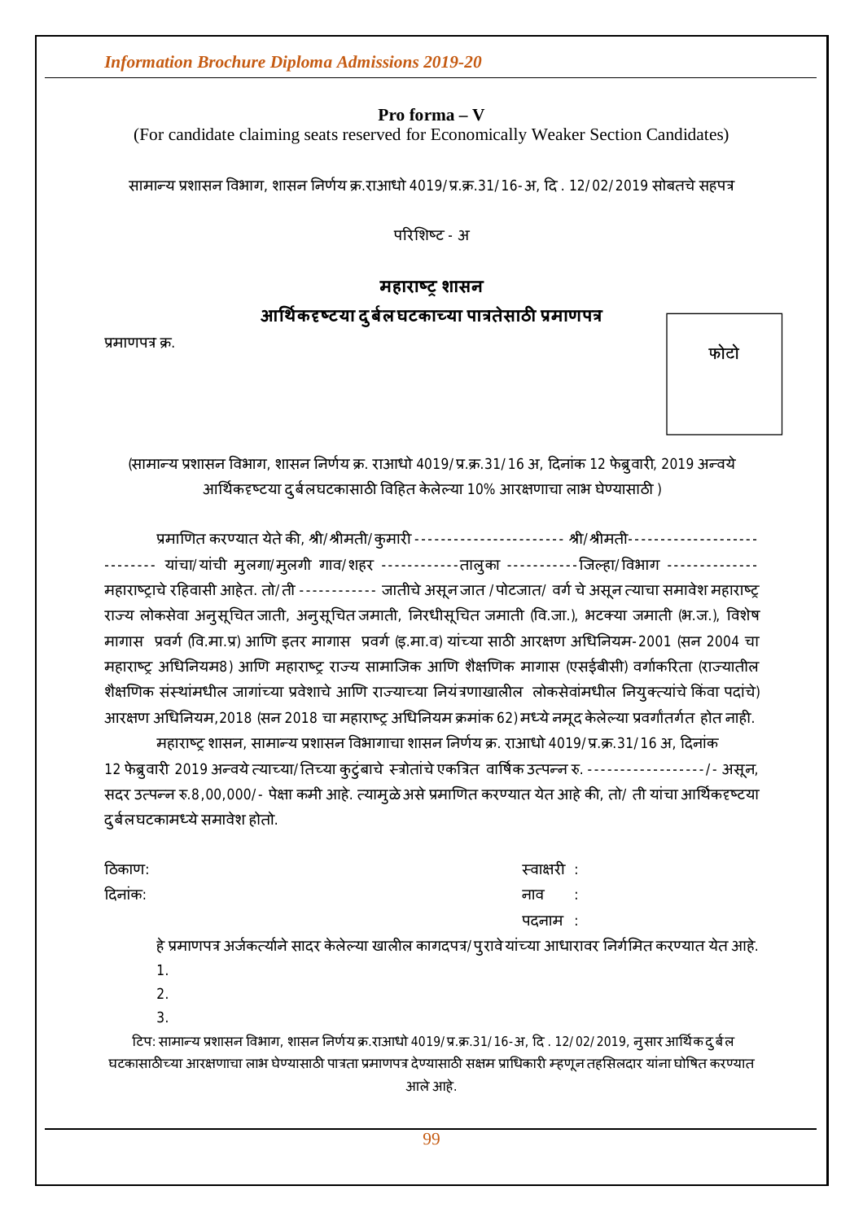**Pro forma – V**

(For candidate claiming seats reserved for Economically Weaker Section Candidates)

सामान्य प्रशासन विभाग, शासन निर्णय क्र.राआधो 4019/प्र.क्र.31/16-अ, दि . 12/02/2019 सोबतचे सहपत्र

परिशिष्ट - अ

## महाराष्ट्र शासन

## आर्थिकदृष्टया दुर्बल घटकाच्या पात्रतेसाठी प्रमाणपत्र

प्रमाणपत्र क्र.

फोटो

(सामान्य प्रशासन विभाग, शासन निर्णय क्र. राआधो 4019/प्र.क्र.31/16 अ, दिनांक 12 फेब्रुवारी, 2019 अन्वये आर्थिकदृष्टया दुर्बलघटकासाठी विहित केलेल्या 10% आरक्षणाचा लाभ घेण्यासाठी )

प्रमाणित करण्यात येते की, श्री/श्रीमती/कुमारी ---------------------- श्री/श्रीमती------------------- -------- यांचा/यांची मुलगा/मुलगी गाव/शहर ------------तालुका -----------जिल्हा/विभाग ------------- महाराष्ट्राचे रहिवासी आहेत. तो/ती ------------ जातीचे असून जात /पोटजात/ वर्ग चे असून त्याचा समावेश महाराष्ट्र राज्य लोकसेवा अनुसूचित जाती, अनुसूचित जमाती, निरधीसूचित जमाती (वि.जा.), भटक्या जमाती (भ.ज.), विशेष मागास प्रवर्ग (वि.मा.प्र) आणि इतर मागास प्रवर्ग (इ.मा.व) यांच्या साठी आरक्षण अधिनियम-2001 (सन 2004 चा महाराष्ट्र अधिनियम8) आणि महाराष्ट्र राज्य सामाजिक आणि शैक्षणिक मागास (एसईबीसी) वर्गाकरिता (राज्यातील शैक्षणिक संस्थांमधील जागांच्या प्रवेशाचे आणि राज्याच्या नियंत्रणाखालील लोकसेवांमधील नियुक्त्यांचे किंवा पदांचे) आरक्षण अधिनियम,2018 (सन 2018 चा महाराष्ट्र अधिनियम क्रमांक 62) मध्ये नमूद केलेल्या प्रवर्गांतर्गत होत नाही.

महाराष्ट्र शासन, सामान्य प्रशासन विभागाचा शासन निर्णय क्र. राआधो 4019/प्र.क्र.31/16 अ, दिनांक 12 फेब्रुवारी 2019 अन्वये त्याच्या/तिच्या कुटुंबाचे स्त्रोतांचे एकत्रित वार्षिक उत्पन्न रु. ------------------/- असून, सदर उत्पन्न रु.8,00,000/- पेक्षा कमी आहे. त्यामुळे असे प्रमाणित करण्यात येत आहे की, तो/ ती यांचा आर्थिकदृष्टया दुर्बलघटकामध्ये समावेश होतो.

ठिकाण:

दिनांक:

स्वाक्षरी :

नाव :

पदनाम :

हे प्रमाणपत्र अर्जकर्त्याने सादर केलेल्या खालील कागदपत्र/पुरावे यांच्या आधारावर निर्गमित करण्यात येत आहे.

1.

2.

3.

टिप: सामान्य प्रशासन विभाग, शासन निर्णय क्र.राआधो 4019/प्र.क्र.31/16-अ, दि . 12/02/2019, नुसार आर्थिक दुर्बल घटकासाठीच्या आरक्षणाचा लाभ घेण्यासाठी पात्रता प्रमाणपत्र देण्यासाठी सक्षम प्राधिकारी म्हणून तहसिलदार यांना घोषित करण्यात आले आहे.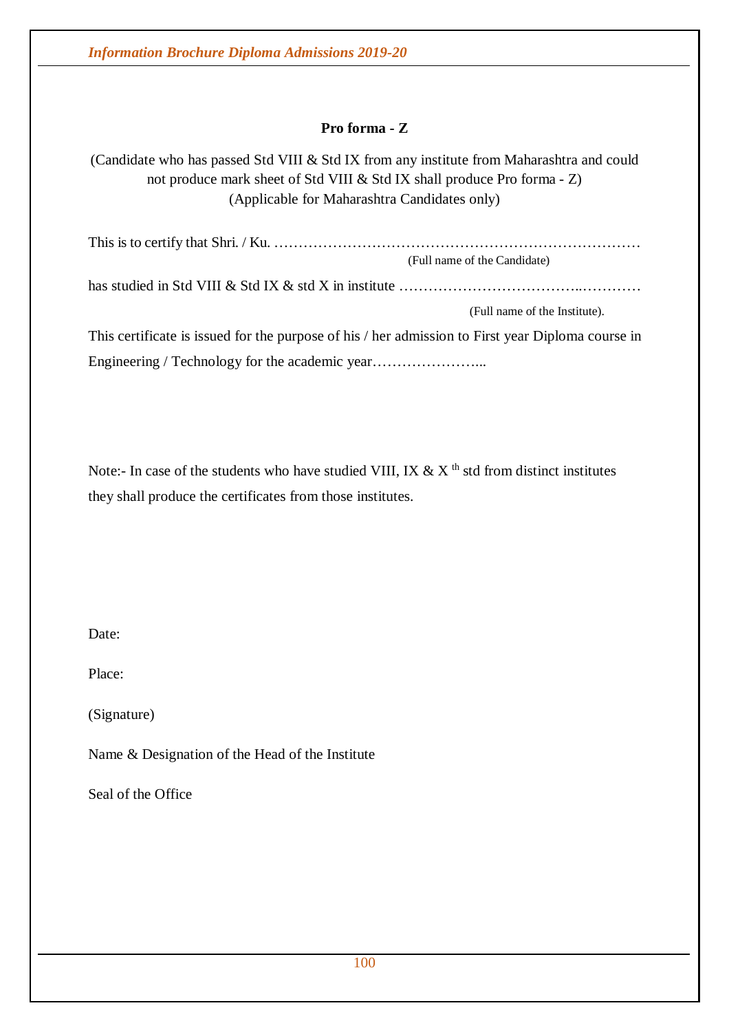## Pro forma - Z

(Candidate who has passed Std VIII & Std IX from any institute from Maharashtra and could not produce mark sheet of Std VIII & Std IX shall produce Pro forma - Z)
(Applicable for Maharashtra Candidates only)

This is to certify that Shri. / Ku. ……………………………………………………………………
(Full name of the Candidate)

has studied in Std VIII & Std IX & std X in institute ………………………………..…………
(Full name of the Institute).

This certificate is issued for the purpose of his / her admission to First year Diploma course in Engineering / Technology for the academic year…………………...

Note:- In case of the students who have studied VIII, IX & X $^{th}$ std from distinct institutes they shall produce the certificates from those institutes.

Date:

Place:

(Signature)

Name & Designation of the Head of the Institute

Seal of the Office